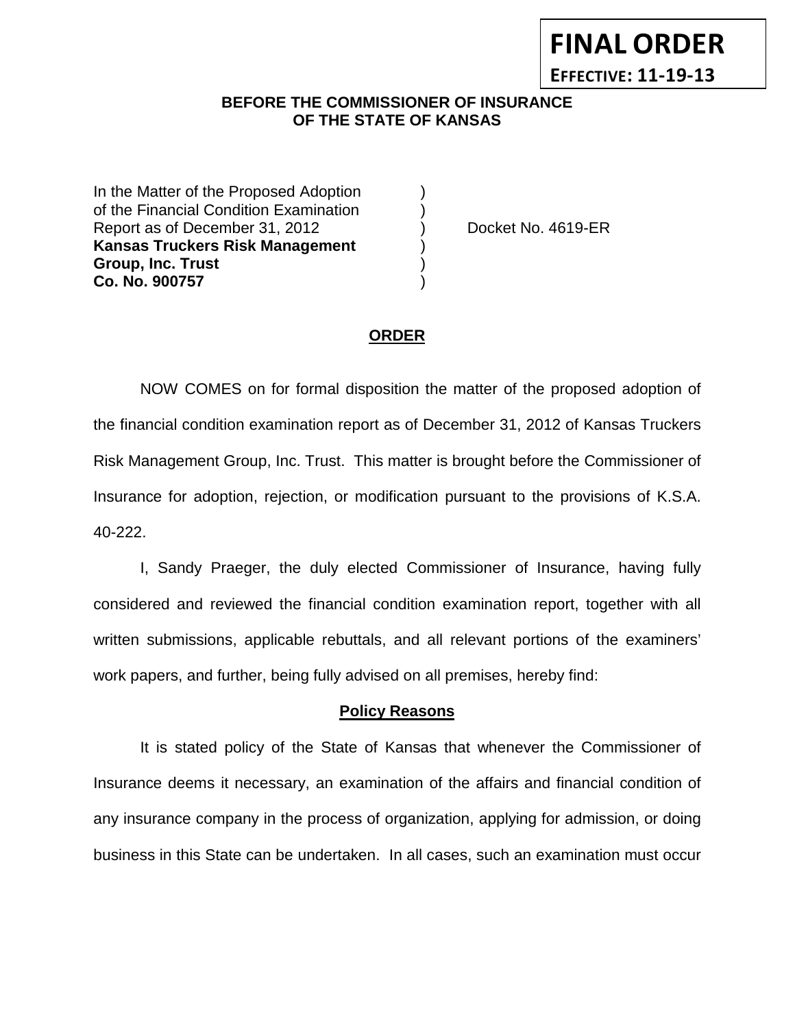**FINAL ORDER**

**EFFECTIVE: 11-19-13**

**BEFORE THE COMMISSIONER OF INSURANCE**
**OF THE STATE OF KANSAS**

In the Matter of the Proposed Adoption )
of the Financial Condition Examination )
Report as of December 31, 2012 ) Docket No. 4619-ER
**Kansas Truckers Risk Management** )
**Group, Inc. Trust** )
**Co. No. 900757** )

## ORDER

NOW COMES on for formal disposition the matter of the proposed adoption of the financial condition examination report as of December 31, 2012 of Kansas Truckers Risk Management Group, Inc. Trust. This matter is brought before the Commissioner of Insurance for adoption, rejection, or modification pursuant to the provisions of K.S.A. 40-222.

I, Sandy Praeger, the duly elected Commissioner of Insurance, having fully considered and reviewed the financial condition examination report, together with all written submissions, applicable rebuttals, and all relevant portions of the examiners' work papers, and further, being fully advised on all premises, hereby find:

### Policy Reasons

It is stated policy of the State of Kansas that whenever the Commissioner of Insurance deems it necessary, an examination of the affairs and financial condition of any insurance company in the process of organization, applying for admission, or doing business in this State can be undertaken. In all cases, such an examination must occur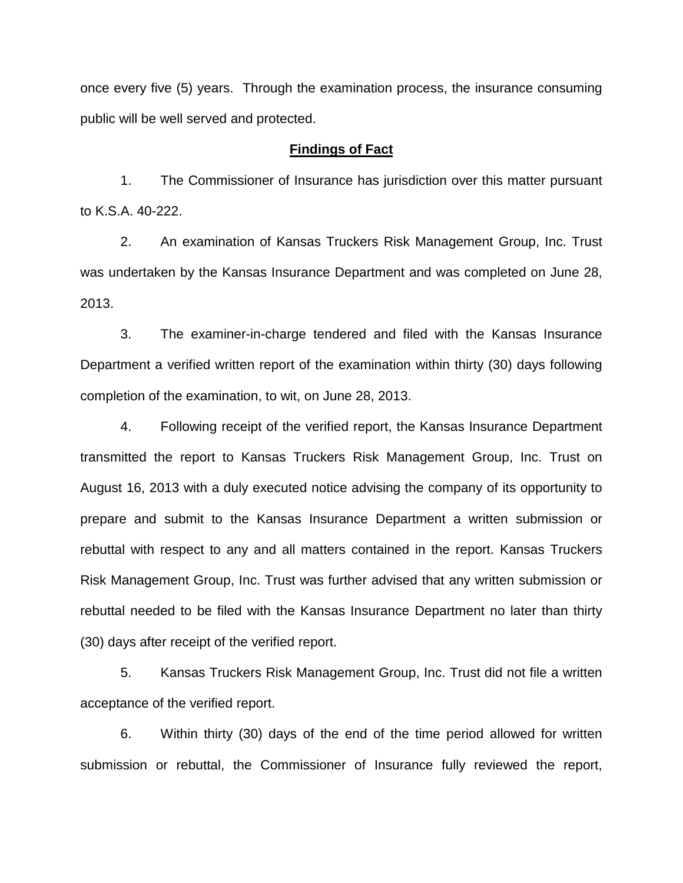once every five (5) years. Through the examination process, the insurance consuming public will be well served and protected.

## **Findings of Fact**

1. The Commissioner of Insurance has jurisdiction over this matter pursuant to K.S.A. 40-222.

2. An examination of Kansas Truckers Risk Management Group, Inc. Trust was undertaken by the Kansas Insurance Department and was completed on June 28, 2013.

3. The examiner-in-charge tendered and filed with the Kansas Insurance Department a verified written report of the examination within thirty (30) days following completion of the examination, to wit, on June 28, 2013.

4. Following receipt of the verified report, the Kansas Insurance Department transmitted the report to Kansas Truckers Risk Management Group, Inc. Trust on August 16, 2013 with a duly executed notice advising the company of its opportunity to prepare and submit to the Kansas Insurance Department a written submission or rebuttal with respect to any and all matters contained in the report. Kansas Truckers Risk Management Group, Inc. Trust was further advised that any written submission or rebuttal needed to be filed with the Kansas Insurance Department no later than thirty (30) days after receipt of the verified report.

5. Kansas Truckers Risk Management Group, Inc. Trust did not file a written acceptance of the verified report.

6. Within thirty (30) days of the end of the time period allowed for written submission or rebuttal, the Commissioner of Insurance fully reviewed the report,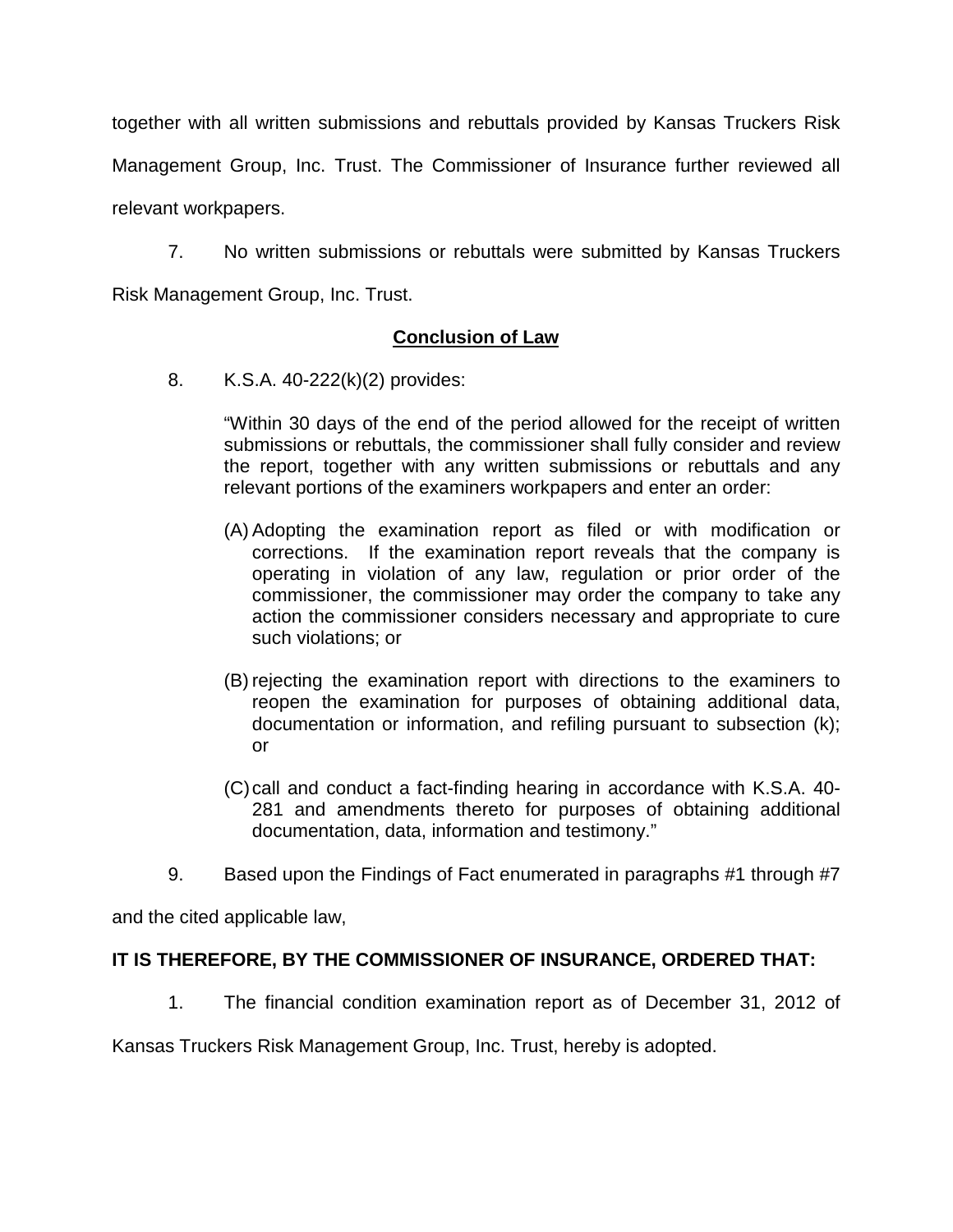together with all written submissions and rebuttals provided by Kansas Truckers Risk Management Group, Inc. Trust. The Commissioner of Insurance further reviewed all relevant workpapers.

7. No written submissions or rebuttals were submitted by Kansas Truckers Risk Management Group, Inc. Trust.

## Conclusion of Law

8. K.S.A. 40-222(k)(2) provides:

> "Within 30 days of the end of the period allowed for the receipt of written submissions or rebuttals, the commissioner shall fully consider and review the report, together with any written submissions or rebuttals and any relevant portions of the examiners workpapers and enter an order:
>
> (A) Adopting the examination report as filed or with modification or corrections. If the examination report reveals that the company is operating in violation of any law, regulation or prior order of the commissioner, the commissioner may order the company to take any action the commissioner considers necessary and appropriate to cure such violations; or
>
> (B) rejecting the examination report with directions to the examiners to reopen the examination for purposes of obtaining additional data, documentation or information, and refiling pursuant to subsection (k); or
>
> (C) call and conduct a fact-finding hearing in accordance with K.S.A. 40-281 and amendments thereto for purposes of obtaining additional documentation, data, information and testimony."

9. Based upon the Findings of Fact enumerated in paragraphs #1 through #7 and the cited applicable law,

**IT IS THEREFORE, BY THE COMMISSIONER OF INSURANCE, ORDERED THAT:**

1. The financial condition examination report as of December 31, 2012 of Kansas Truckers Risk Management Group, Inc. Trust, hereby is adopted.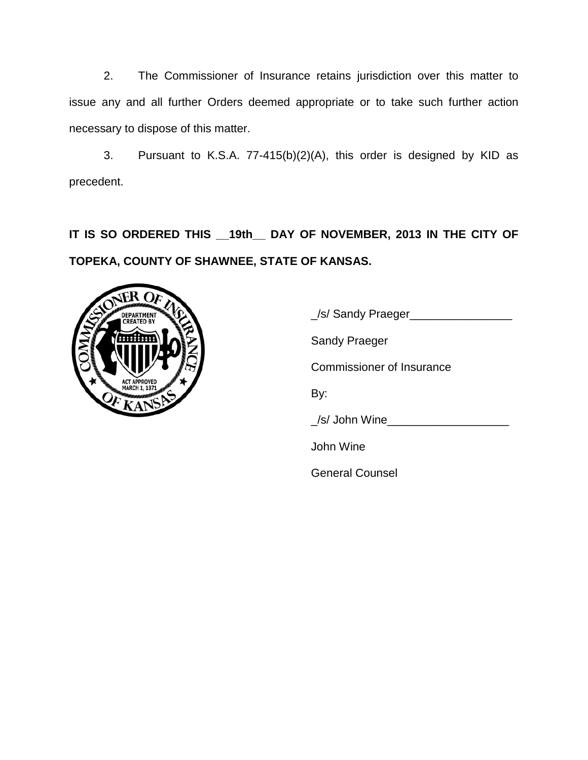2. The Commissioner of Insurance retains jurisdiction over this matter to issue any and all further Orders deemed appropriate or to take such further action necessary to dispose of this matter.

3. Pursuant to K.S.A. 77-415(b)(2)(A), this order is designed by KID as precedent.

**IT IS SO ORDERED THIS __19th__ DAY OF NOVEMBER, 2013 IN THE CITY OF TOPEKA, COUNTY OF SHAWNEE, STATE OF KANSAS.**

_/s/ Sandy Praeger________________

Sandy Praeger

Commissioner of Insurance

By:

_/s/ John Wine___________________

John Wine

General Counsel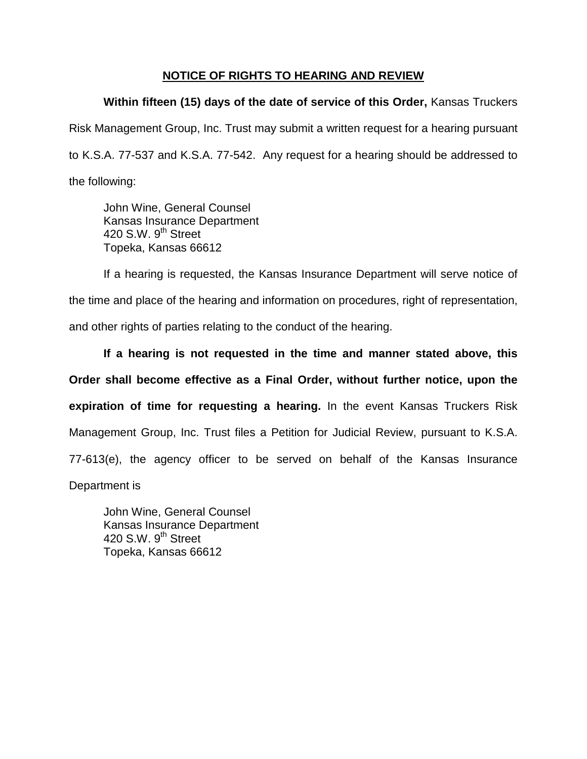## NOTICE OF RIGHTS TO HEARING AND REVIEW

**Within fifteen (15) days of the date of service of this Order,** Kansas Truckers Risk Management Group, Inc. Trust may submit a written request for a hearing pursuant to K.S.A. 77-537 and K.S.A. 77-542. Any request for a hearing should be addressed to the following:

John Wine, General Counsel
Kansas Insurance Department
420 S.W. 9th Street
Topeka, Kansas 66612

If a hearing is requested, the Kansas Insurance Department will serve notice of the time and place of the hearing and information on procedures, right of representation, and other rights of parties relating to the conduct of the hearing.

**If a hearing is not requested in the time and manner stated above, this Order shall become effective as a Final Order, without further notice, upon the expiration of time for requesting a hearing.** In the event Kansas Truckers Risk Management Group, Inc. Trust files a Petition for Judicial Review, pursuant to K.S.A. 77-613(e), the agency officer to be served on behalf of the Kansas Insurance Department is

John Wine, General Counsel
Kansas Insurance Department
420 S.W. 9th Street
Topeka, Kansas 66612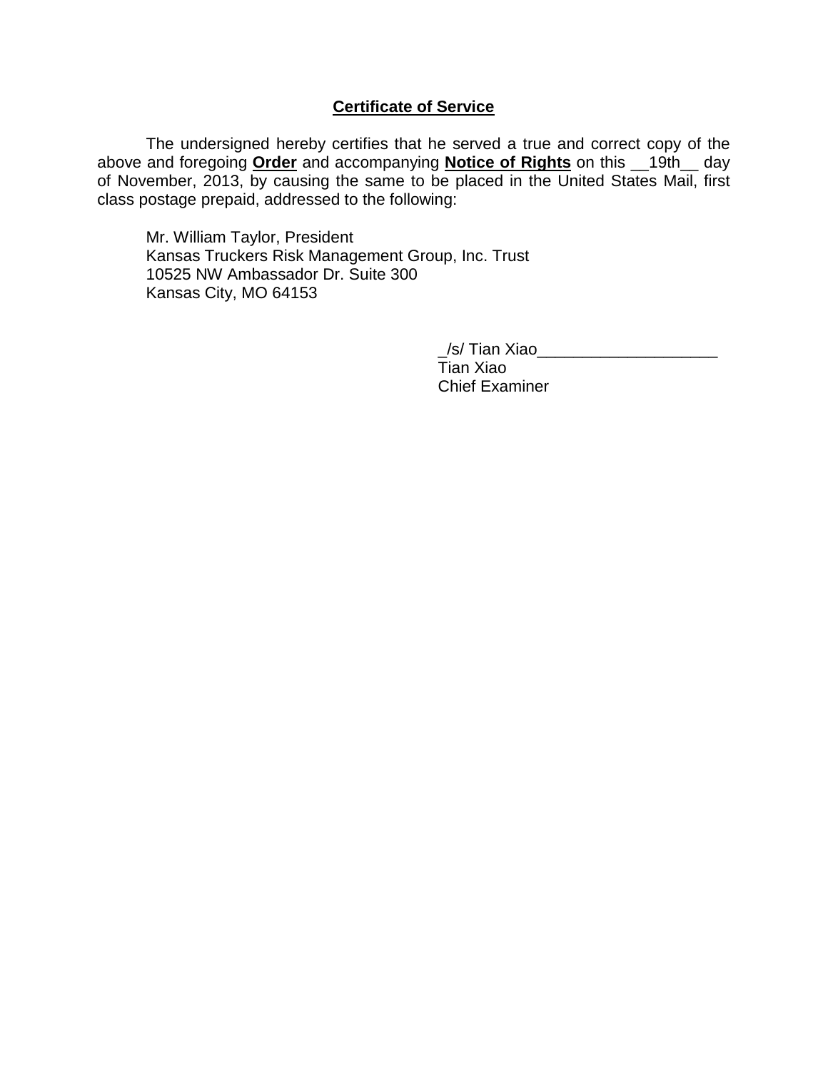**Certificate of Service**

The undersigned hereby certifies that he served a true and correct copy of the above and foregoing **Order** and accompanying **Notice of Rights** on this __19th__ day of November, 2013, by causing the same to be placed in the United States Mail, first class postage prepaid, addressed to the following:

Mr. William Taylor, President
Kansas Truckers Risk Management Group, Inc. Trust
10525 NW Ambassador Dr. Suite 300
Kansas City, MO 64153

_/s/ Tian Xiao____________________
Tian Xiao
Chief Examiner